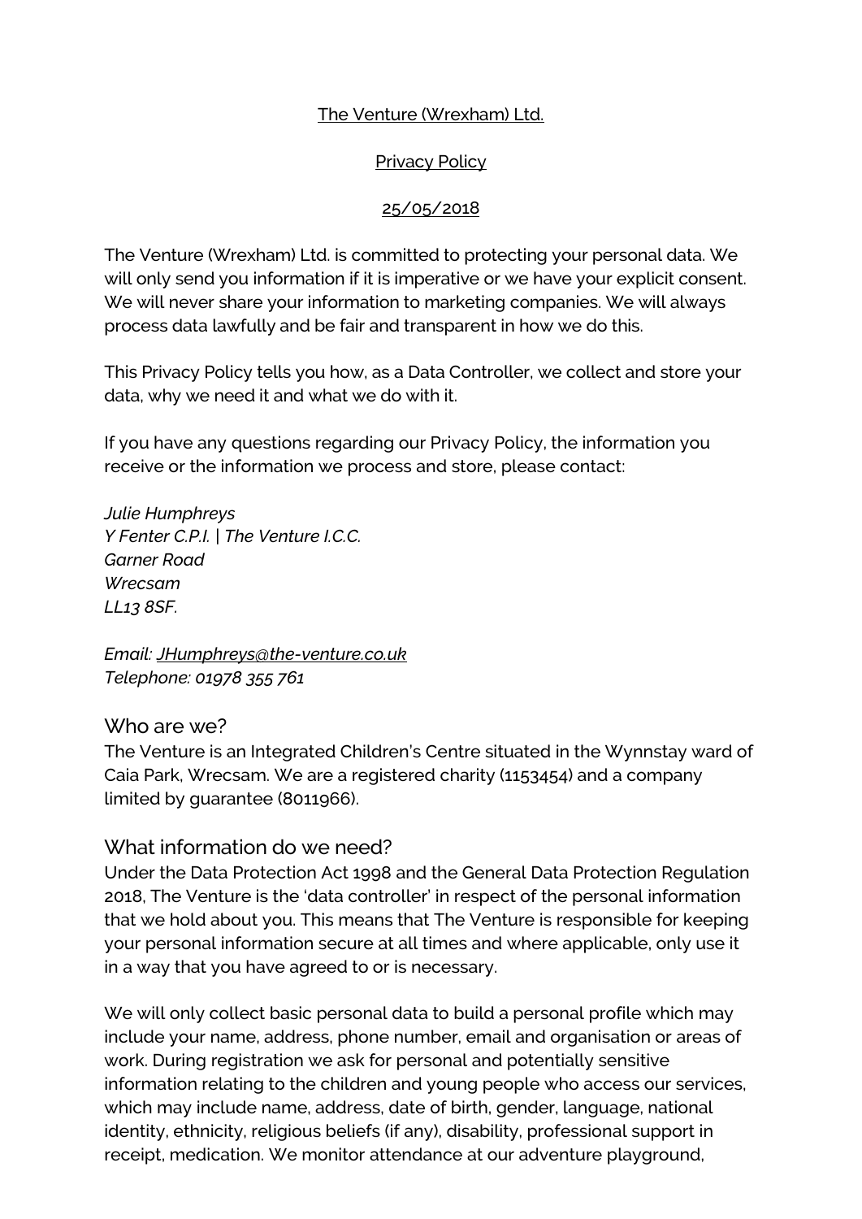<u>The Venture (Wrexham) Ltd.</u>

<u>Privacy Policy</u>

<u>25/05/2018</u>

The Venture (Wrexham) Ltd. is committed to protecting your personal data. We will only send you information if it is imperative or we have your explicit consent. We will never share your information to marketing companies. We will always process data lawfully and be fair and transparent in how we do this.

This Privacy Policy tells you how, as a Data Controller, we collect and store your data, why we need it and what we do with it.

If you have any questions regarding our Privacy Policy, the information you receive or the information we process and store, please contact:

*Julie Humphreys*
*Y Fenter C.P.I. | The Venture I.C.C.*
*Garner Road*
*Wrecsam*
*LL13 8SF.*

*Email: JHumphreys@the-venture.co.uk*
*Telephone: 01978 355 761*

## Who are we?

The Venture is an Integrated Children's Centre situated in the Wynnstay ward of Caia Park, Wrecsam. We are a registered charity (1153454) and a company limited by guarantee (8011966).

## What information do we need?

Under the Data Protection Act 1998 and the General Data Protection Regulation 2018, The Venture is the 'data controller' in respect of the personal information that we hold about you. This means that The Venture is responsible for keeping your personal information secure at all times and where applicable, only use it in a way that you have agreed to or is necessary.

We will only collect basic personal data to build a personal profile which may include your name, address, phone number, email and organisation or areas of work. During registration we ask for personal and potentially sensitive information relating to the children and young people who access our services, which may include name, address, date of birth, gender, language, national identity, ethnicity, religious beliefs (if any), disability, professional support in receipt, medication. We monitor attendance at our adventure playground,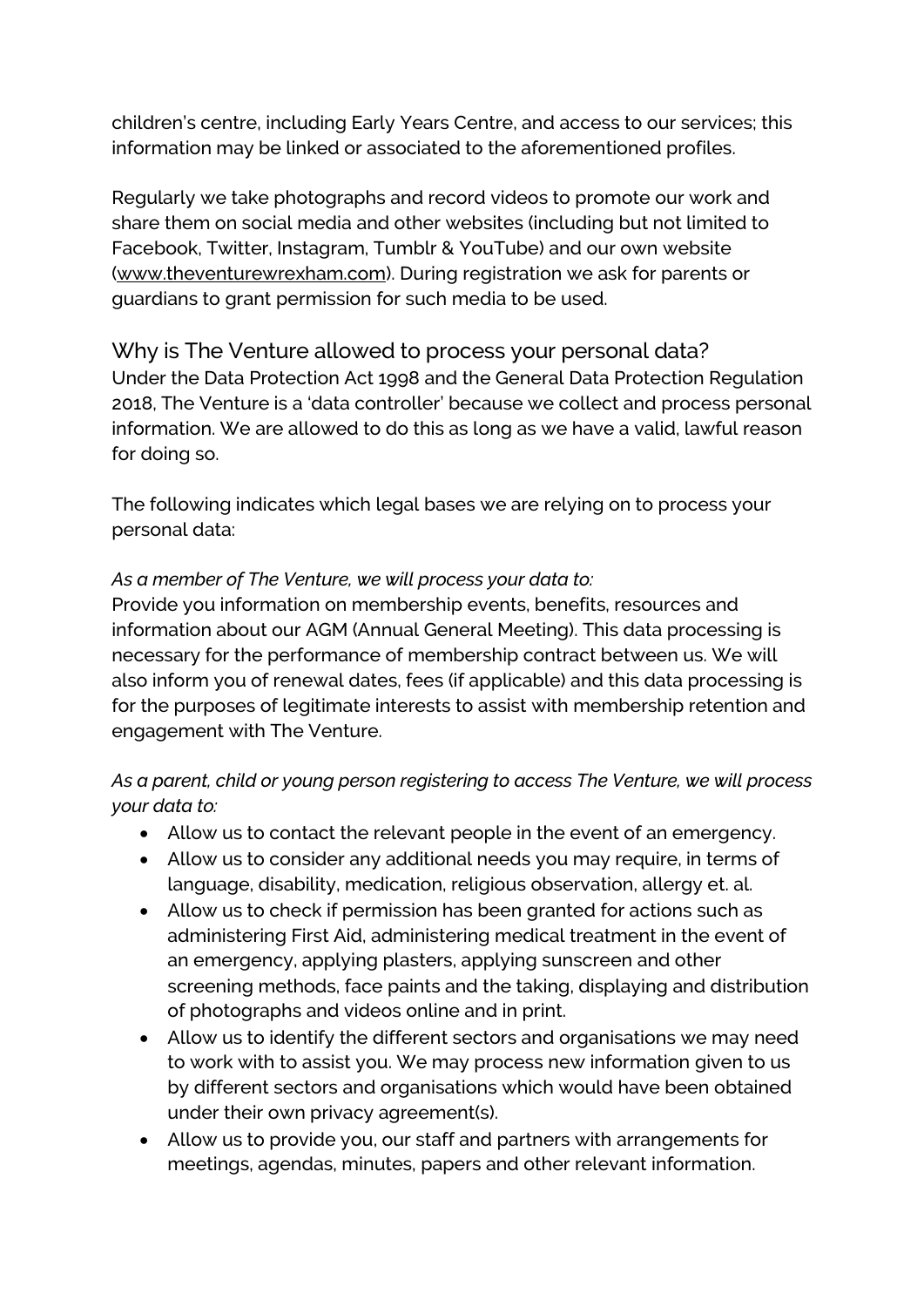children's centre, including Early Years Centre, and access to our services; this information may be linked or associated to the aforementioned profiles.

Regularly we take photographs and record videos to promote our work and share them on social media and other websites (including but not limited to Facebook, Twitter, Instagram, Tumblr & YouTube) and our own website (www.theventurewrexham.com). During registration we ask for parents or guardians to grant permission for such media to be used.

## Why is The Venture allowed to process your personal data?

Under the Data Protection Act 1998 and the General Data Protection Regulation 2018, The Venture is a 'data controller' because we collect and process personal information. We are allowed to do this as long as we have a valid, lawful reason for doing so.

The following indicates which legal bases we are relying on to process your personal data:

*As a member of The Venture, we will process your data to:*

Provide you information on membership events, benefits, resources and information about our AGM (Annual General Meeting). This data processing is necessary for the performance of membership contract between us. We will also inform you of renewal dates, fees (if applicable) and this data processing is for the purposes of legitimate interests to assist with membership retention and engagement with The Venture.

*As a parent, child or young person registering to access The Venture, we will process your data to:*

- Allow us to contact the relevant people in the event of an emergency.
- Allow us to consider any additional needs you may require, in terms of language, disability, medication, religious observation, allergy et. al.
- Allow us to check if permission has been granted for actions such as administering First Aid, administering medical treatment in the event of an emergency, applying plasters, applying sunscreen and other screening methods, face paints and the taking, displaying and distribution of photographs and videos online and in print.
- Allow us to identify the different sectors and organisations we may need to work with to assist you. We may process new information given to us by different sectors and organisations which would have been obtained under their own privacy agreement(s).
- Allow us to provide you, our staff and partners with arrangements for meetings, agendas, minutes, papers and other relevant information.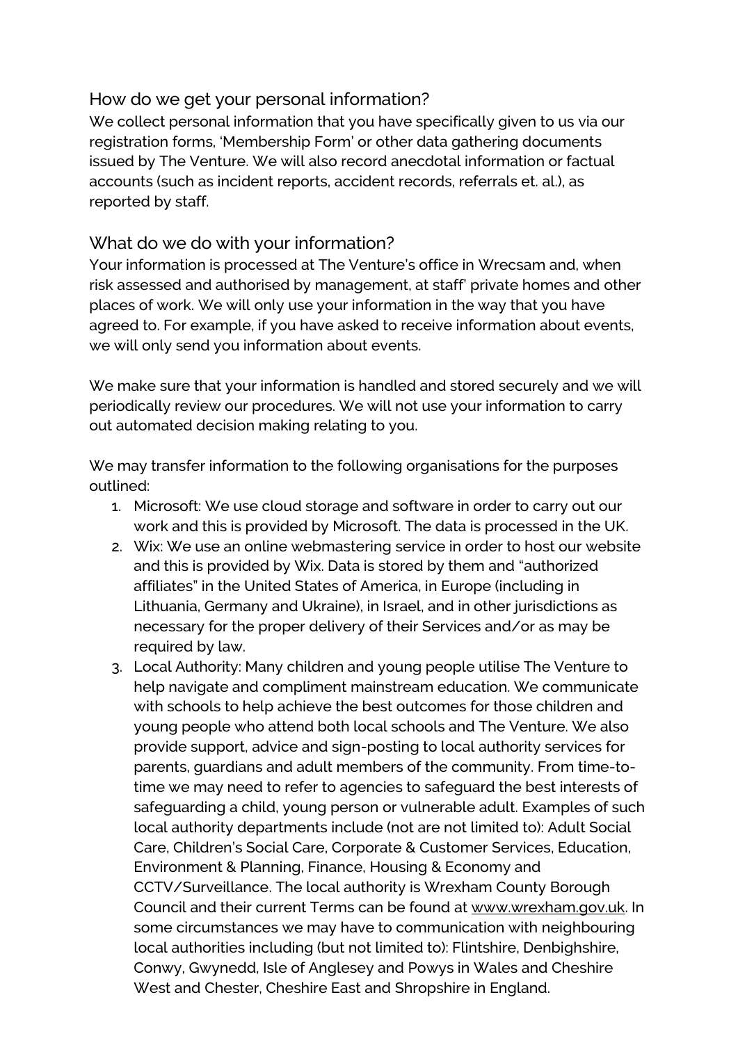## How do we get your personal information?

We collect personal information that you have specifically given to us via our registration forms, 'Membership Form' or other data gathering documents issued by The Venture. We will also record anecdotal information or factual accounts (such as incident reports, accident records, referrals et. al.), as reported by staff.

## What do we do with your information?

Your information is processed at The Venture's office in Wrecsam and, when risk assessed and authorised by management, at staff' private homes and other places of work. We will only use your information in the way that you have agreed to. For example, if you have asked to receive information about events, we will only send you information about events.

We make sure that your information is handled and stored securely and we will periodically review our procedures. We will not use your information to carry out automated decision making relating to you.

We may transfer information to the following organisations for the purposes outlined:

1. Microsoft: We use cloud storage and software in order to carry out our work and this is provided by Microsoft. The data is processed in the UK.
2. Wix: We use an online webmastering service in order to host our website and this is provided by Wix. Data is stored by them and "authorized affiliates" in the United States of America, in Europe (including in Lithuania, Germany and Ukraine), in Israel, and in other jurisdictions as necessary for the proper delivery of their Services and/or as may be required by law.
3. Local Authority: Many children and young people utilise The Venture to help navigate and compliment mainstream education. We communicate with schools to help achieve the best outcomes for those children and young people who attend both local schools and The Venture. We also provide support, advice and sign-posting to local authority services for parents, guardians and adult members of the community. From time-to-time we may need to refer to agencies to safeguard the best interests of safeguarding a child, young person or vulnerable adult. Examples of such local authority departments include (not are not limited to): Adult Social Care, Children's Social Care, Corporate & Customer Services, Education, Environment & Planning, Finance, Housing & Economy and CCTV/Surveillance. The local authority is Wrexham County Borough Council and their current Terms can be found at www.wrexham.gov.uk. In some circumstances we may have to communication with neighbouring local authorities including (but not limited to): Flintshire, Denbighshire, Conwy, Gwynedd, Isle of Anglesey and Powys in Wales and Cheshire West and Chester, Cheshire East and Shropshire in England.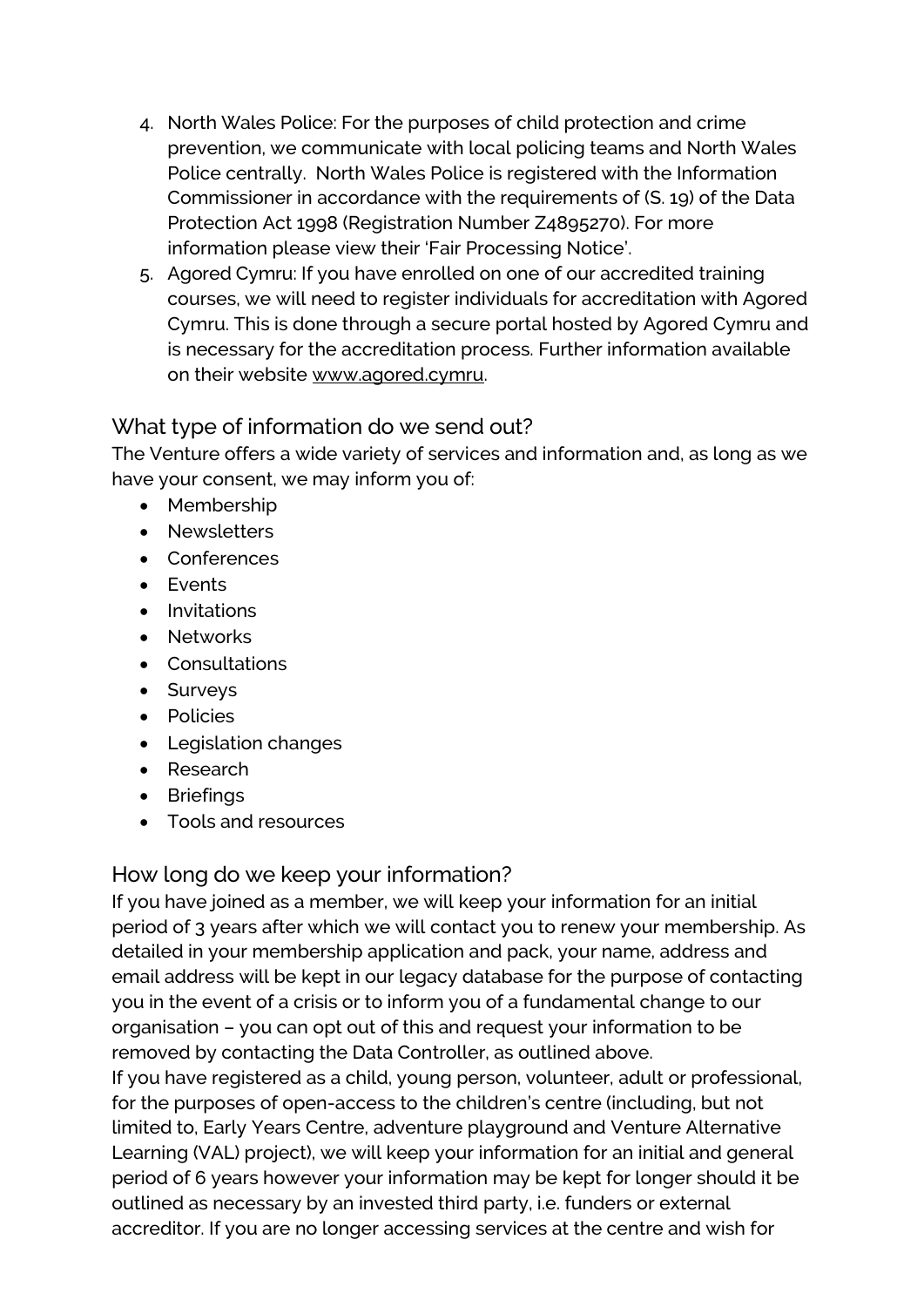4. North Wales Police: For the purposes of child protection and crime prevention, we communicate with local policing teams and North Wales Police centrally. North Wales Police is registered with the Information Commissioner in accordance with the requirements of (S. 19) of the Data Protection Act 1998 (Registration Number Z4895270). For more information please view their 'Fair Processing Notice'.
5. Agored Cymru: If you have enrolled on one of our accredited training courses, we will need to register individuals for accreditation with Agored Cymru. This is done through a secure portal hosted by Agored Cymru and is necessary for the accreditation process. Further information available on their website www.agored.cymru.

## What type of information do we send out?

The Venture offers a wide variety of services and information and, as long as we have your consent, we may inform you of:

- Membership
- Newsletters
- Conferences
- Events
- Invitations
- Networks
- Consultations
- Surveys
- Policies
- Legislation changes
- Research
- Briefings
- Tools and resources

## How long do we keep your information?

If you have joined as a member, we will keep your information for an initial period of 3 years after which we will contact you to renew your membership. As detailed in your membership application and pack, your name, address and email address will be kept in our legacy database for the purpose of contacting you in the event of a crisis or to inform you of a fundamental change to our organisation – you can opt out of this and request your information to be removed by contacting the Data Controller, as outlined above.

If you have registered as a child, young person, volunteer, adult or professional, for the purposes of open-access to the children's centre (including, but not limited to, Early Years Centre, adventure playground and Venture Alternative Learning (VAL) project), we will keep your information for an initial and general period of 6 years however your information may be kept for longer should it be outlined as necessary by an invested third party, i.e. funders or external accreditor. If you are no longer accessing services at the centre and wish for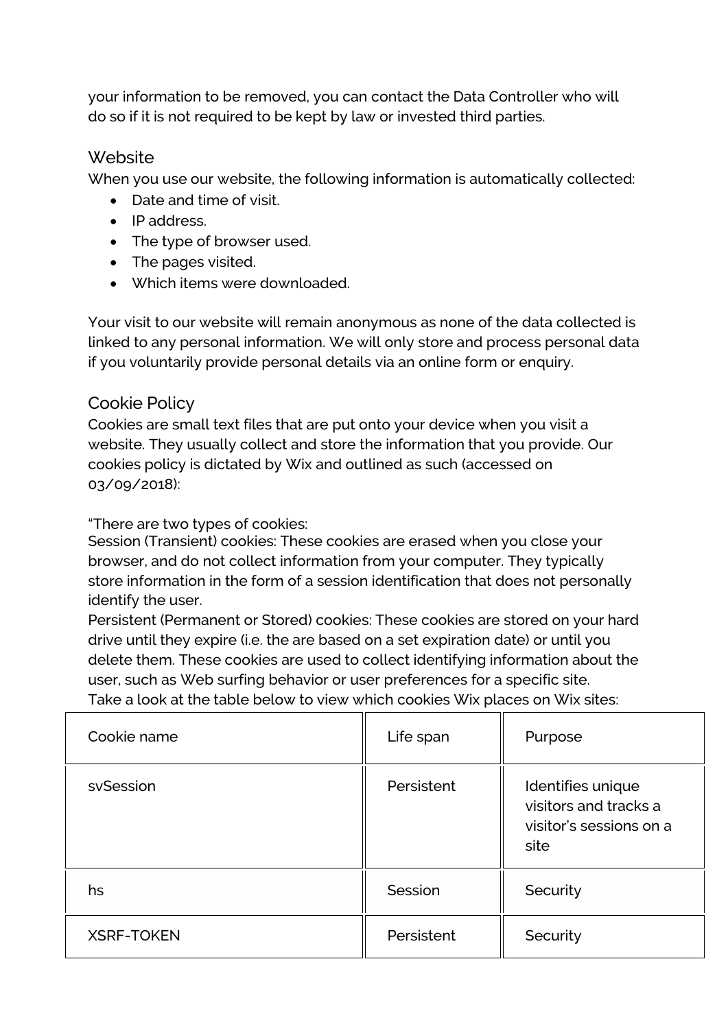your information to be removed, you can contact the Data Controller who will do so if it is not required to be kept by law or invested third parties.

## Website

When you use our website, the following information is automatically collected:

- Date and time of visit.
- IP address.
- The type of browser used.
- The pages visited.
- Which items were downloaded.

Your visit to our website will remain anonymous as none of the data collected is linked to any personal information. We will only store and process personal data if you voluntarily provide personal details via an online form or enquiry.

## Cookie Policy

Cookies are small text files that are put onto your device when you visit a website. They usually collect and store the information that you provide. Our cookies policy is dictated by Wix and outlined as such (accessed on 03/09/2018):

"There are two types of cookies:
Session (Transient) cookies: These cookies are erased when you close your browser, and do not collect information from your computer. They typically store information in the form of a session identification that does not personally identify the user.
Persistent (Permanent or Stored) cookies: These cookies are stored on your hard drive until they expire (i.e. the are based on a set expiration date) or until you delete them. These cookies are used to collect identifying information about the user, such as Web surfing behavior or user preferences for a specific site.
Take a look at the table below to view which cookies Wix places on Wix sites:

| Cookie name | Life span | Purpose |
| --- | --- | --- |
| svSession | Persistent | Identifies unique visitors and tracks a visitor's sessions on a site |
| hs | Session | Security |
| XSRF-TOKEN | Persistent | Security |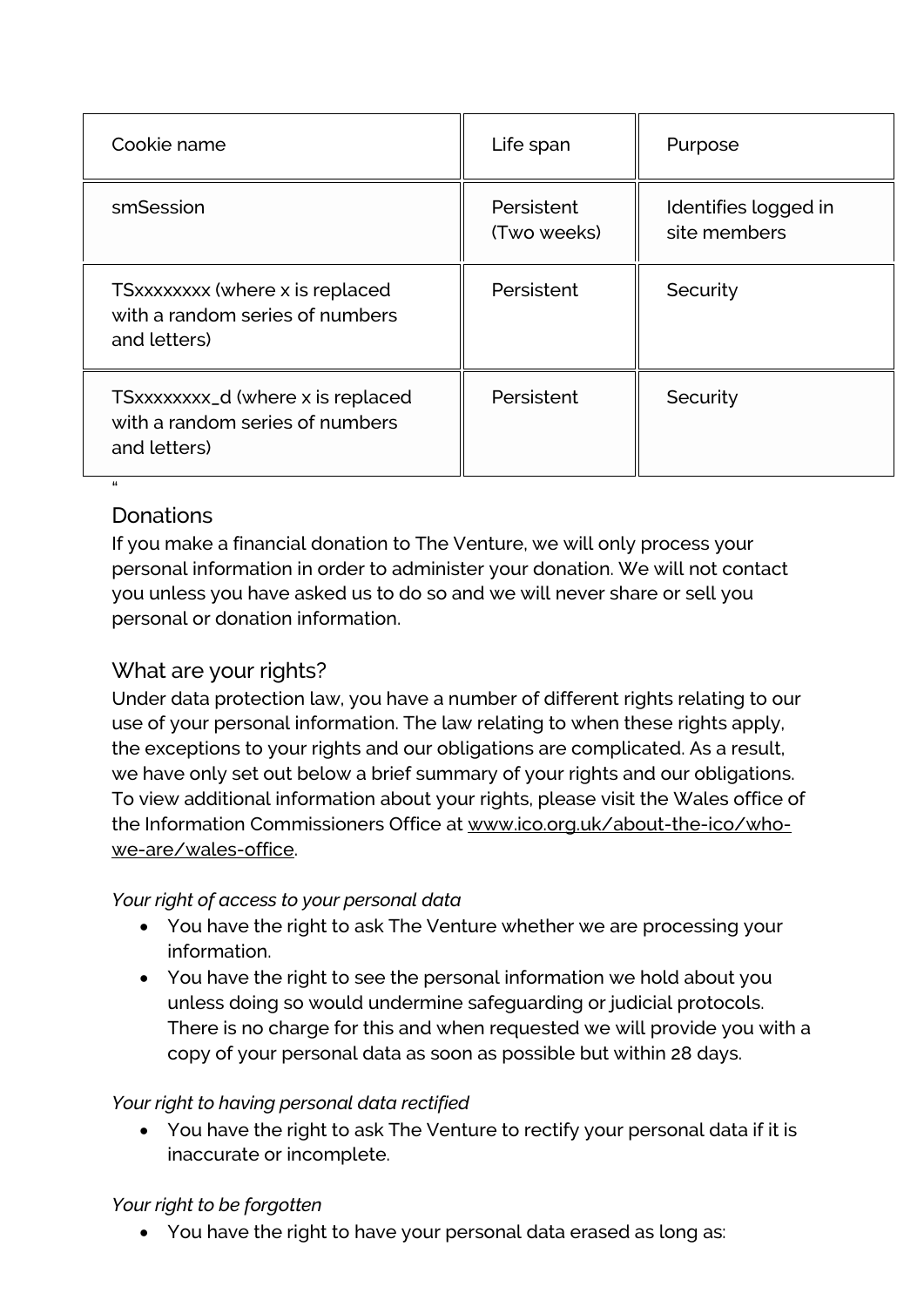| Cookie name | Life span | Purpose |
| --- | --- | --- |
| smSession | Persistent (Two weeks) | Identifies logged in site members |
| TSxxxxxxxx (where x is replaced with a random series of numbers and letters) | Persistent | Security |
| TSxxxxxxxx_d (where x is replaced with a random series of numbers and letters) | Persistent | Security |

"

## Donations

If you make a financial donation to The Venture, we will only process your personal information in order to administer your donation. We will not contact you unless you have asked us to do so and we will never share or sell you personal or donation information.

## What are your rights?

Under data protection law, you have a number of different rights relating to our use of your personal information. The law relating to when these rights apply, the exceptions to your rights and our obligations are complicated. As a result, we have only set out below a brief summary of your rights and our obligations. To view additional information about your rights, please visit the Wales office of the Information Commissioners Office at [www.ico.org.uk/about-the-ico/who-we-are/wales-office](www.ico.org.uk/about-the-ico/who-we-are/wales-office).

*Your right of access to your personal data*

- You have the right to ask The Venture whether we are processing your information.
- You have the right to see the personal information we hold about you unless doing so would undermine safeguarding or judicial protocols. There is no charge for this and when requested we will provide you with a copy of your personal data as soon as possible but within 28 days.

*Your right to having personal data rectified*

- You have the right to ask The Venture to rectify your personal data if it is inaccurate or incomplete.

*Your right to be forgotten*

- You have the right to have your personal data erased as long as: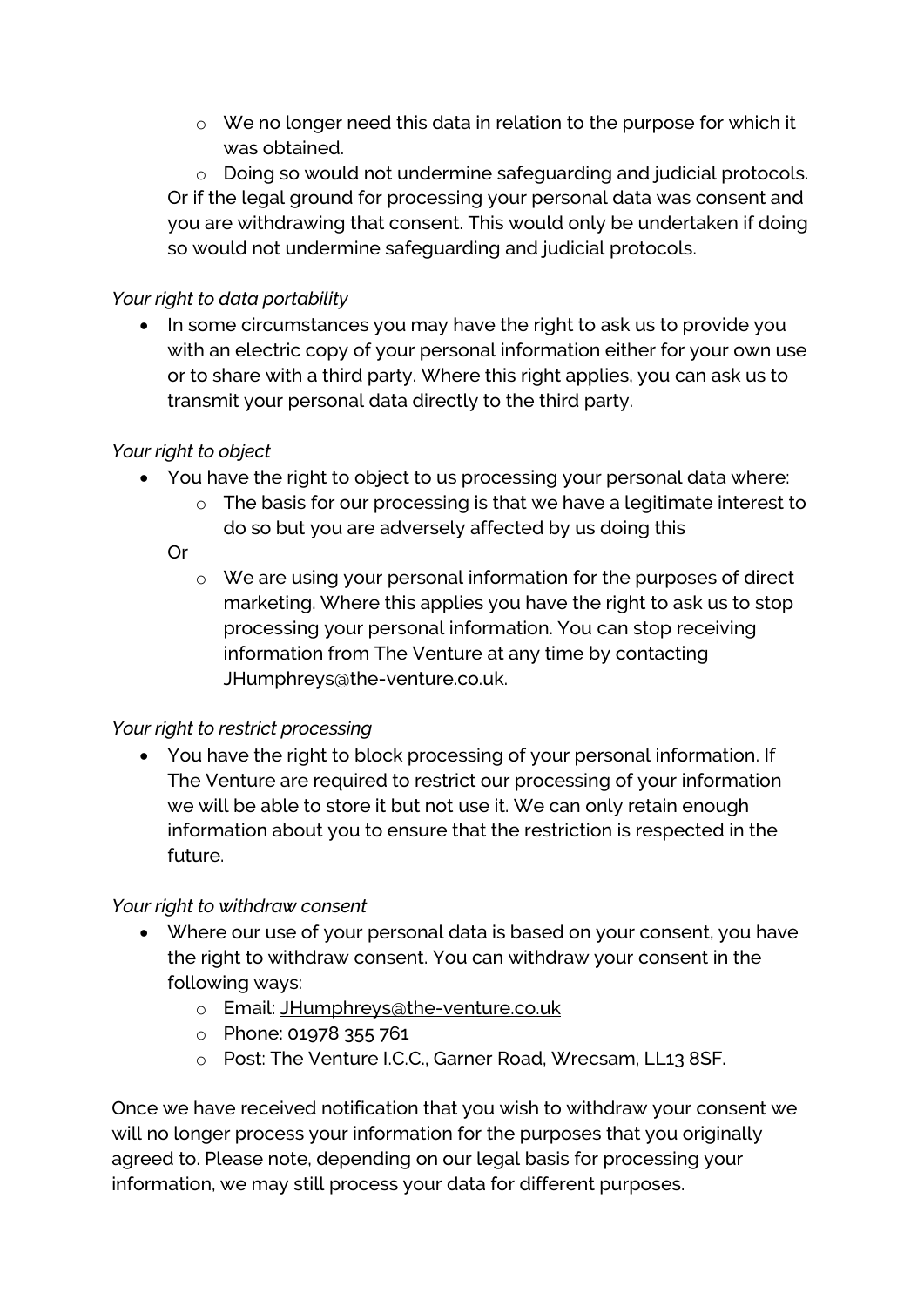- We no longer need this data in relation to the purpose for which it was obtained.
    - Doing so would not undermine safeguarding and judicial protocols.

  Or if the legal ground for processing your personal data was consent and you are withdrawing that consent. This would only be undertaken if doing so would not undermine safeguarding and judicial protocols.

*Your right to data portability*

- In some circumstances you may have the right to ask us to provide you with an electric copy of your personal information either for your own use or to share with a third party. Where this right applies, you can ask us to transmit your personal data directly to the third party.

*Your right to object*

- You have the right to object to us processing your personal data where:
    - The basis for our processing is that we have a legitimate interest to do so but you are adversely affected by us doing this

  Or

    - We are using your personal information for the purposes of direct marketing. Where this applies you have the right to ask us to stop processing your personal information. You can stop receiving information from The Venture at any time by contacting JHumphreys@the-venture.co.uk.

*Your right to restrict processing*

- You have the right to block processing of your personal information. If The Venture are required to restrict our processing of your information we will be able to store it but not use it. We can only retain enough information about you to ensure that the restriction is respected in the future.

*Your right to withdraw consent*

- Where our use of your personal data is based on your consent, you have the right to withdraw consent. You can withdraw your consent in the following ways:
    - Email: JHumphreys@the-venture.co.uk
    - Phone: 01978 355 761
    - Post: The Venture I.C.C., Garner Road, Wrecsam, LL13 8SF.

Once we have received notification that you wish to withdraw your consent we will no longer process your information for the purposes that you originally agreed to. Please note, depending on our legal basis for processing your information, we may still process your data for different purposes.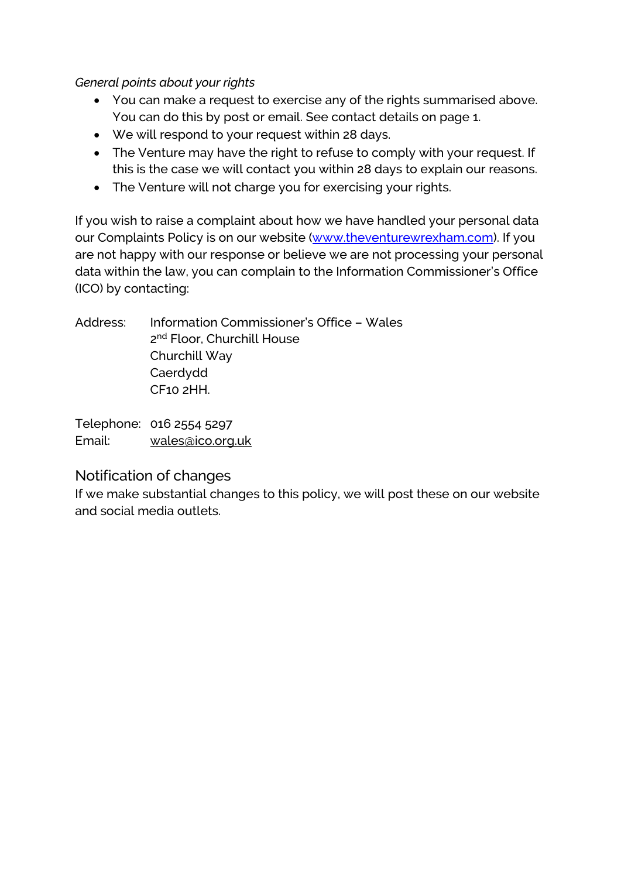*General points about your rights*

- You can make a request to exercise any of the rights summarised above. You can do this by post or email. See contact details on page 1.
- We will respond to your request within 28 days.
- The Venture may have the right to refuse to comply with your request. If this is the case we will contact you within 28 days to explain our reasons.
- The Venture will not charge you for exercising your rights.

If you wish to raise a complaint about how we have handled your personal data our Complaints Policy is on our website (www.theventurewrexham.com). If you are not happy with our response or believe we are not processing your personal data within the law, you can complain to the Information Commissioner's Office (ICO) by contacting:

Address: Information Commissioner's Office – Wales
2nd Floor, Churchill House
Churchill Way
Caerdydd
CF10 2HH.

Telephone: 016 2554 5297
Email: wales@ico.org.uk

## Notification of changes

If we make substantial changes to this policy, we will post these on our website and social media outlets.